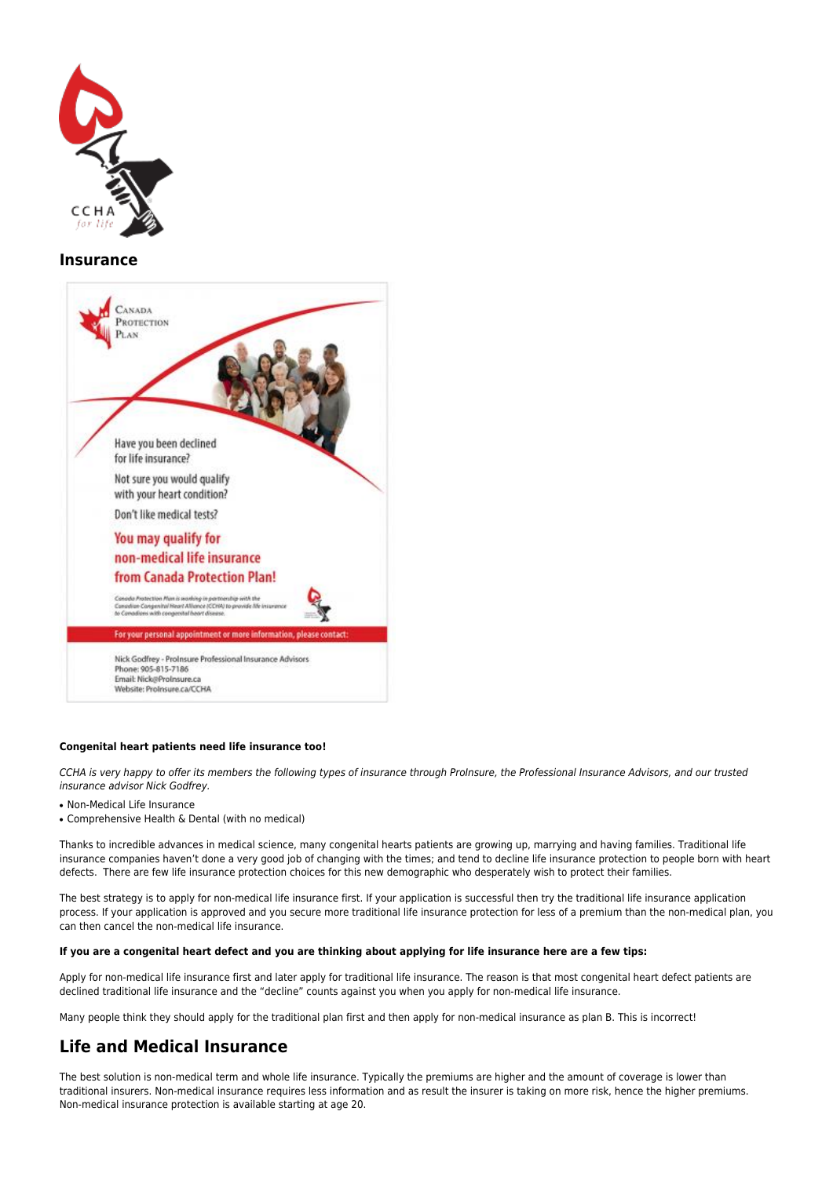## Insurance

**Congenital heart patients need life insurance too!**

*CCHA is very happy to offer its members the following types of insurance through ProInsure, the Professional Insurance Advisors, and our trusted insurance advisor Nick Godfrey.*

- Non-Medical Life Insurance
- Comprehensive Health & Dental (with no medical)

Thanks to incredible advances in medical science, many congenital hearts patients are growing up, marrying and having families. Traditional life insurance companies haven't done a very good job of changing with the times; and tend to decline life insurance protection to people born with heart defects. There are few life insurance protection choices for this new demographic who desperately wish to protect their families.

The best strategy is to apply for non-medical life insurance first. If your application is successful then try the traditional life insurance application process. If your application is approved and you secure more traditional life insurance protection for less of a premium than the non-medical plan, you can then cancel the non-medical life insurance.

**If you are a congenital heart defect and you are thinking about applying for life insurance here are a few tips:**

Apply for non-medical life insurance first and later apply for traditional life insurance. The reason is that most congenital heart defect patients are declined traditional life insurance and the "decline" counts against you when you apply for non-medical life insurance.

Many people think they should apply for the traditional plan first and then apply for non-medical insurance as plan B. This is incorrect!

## Life and Medical Insurance

The best solution is non-medical term and whole life insurance. Typically the premiums are higher and the amount of coverage is lower than traditional insurers. Non-medical insurance requires less information and as result the insurer is taking on more risk, hence the higher premiums. Non-medical insurance protection is available starting at age 20.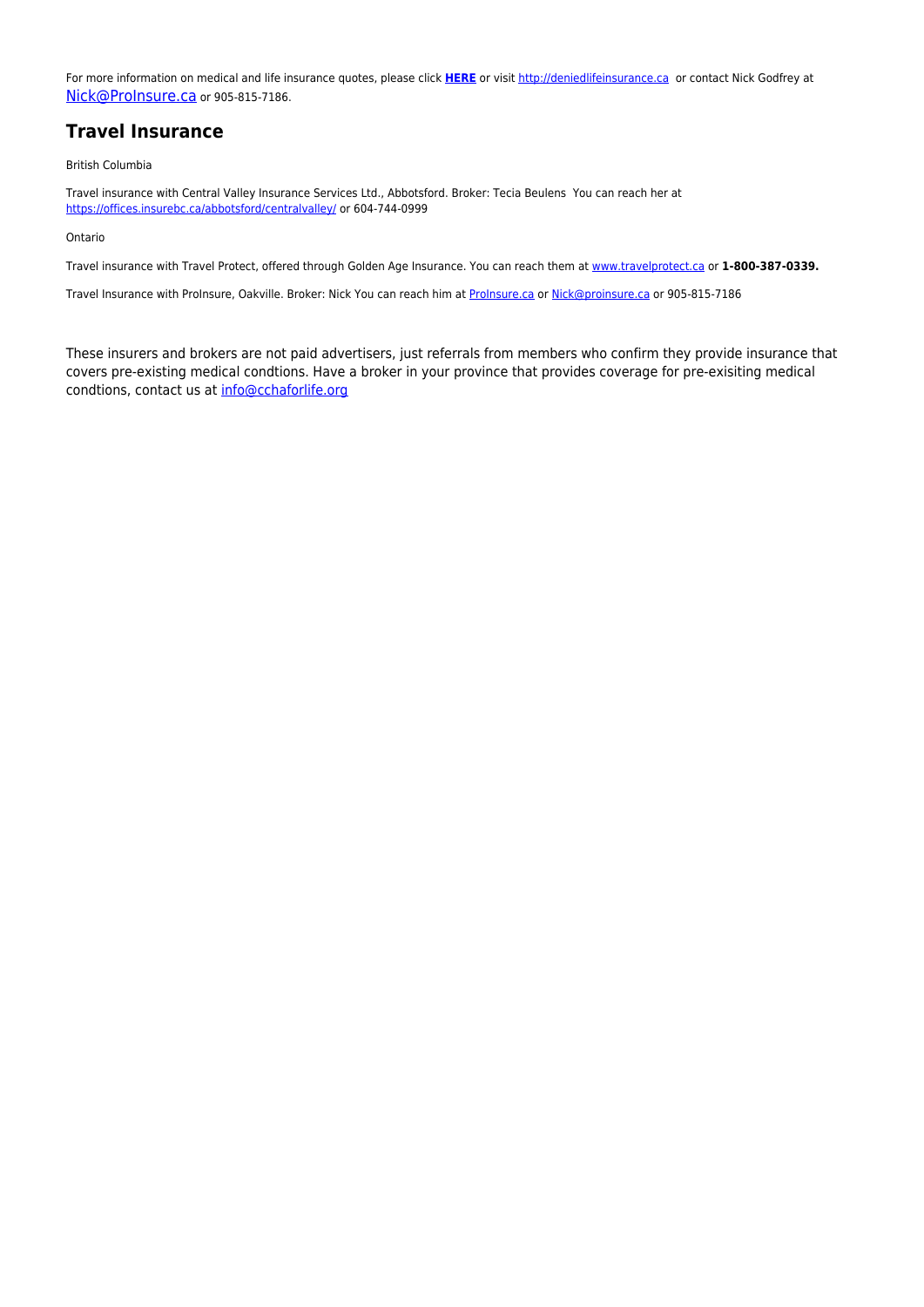For more information on medical and life insurance quotes, please click **HERE** or visit http://deniedlifeinsurance.ca or contact Nick Godfrey at Nick@ProInsure.ca or 905-815-7186.

## Travel Insurance

British Columbia

Travel insurance with Central Valley Insurance Services Ltd., Abbotsford. Broker: Tecia Beulens You can reach her at https://offices.insurebc.ca/abbotsford/centralvalley/ or 604-744-0999

Ontario

Travel insurance with Travel Protect, offered through Golden Age Insurance. You can reach them at www.travelprotect.ca or **1-800-387-0339.**

Travel Insurance with ProInsure, Oakville. Broker: Nick You can reach him at ProInsure.ca or Nick@proinsure.ca or 905-815-7186

These insurers and brokers are not paid advertisers, just referrals from members who confirm they provide insurance that covers pre-existing medical condtions. Have a broker in your province that provides coverage for pre-exisiting medical condtions, contact us at info@cchaforlife.org